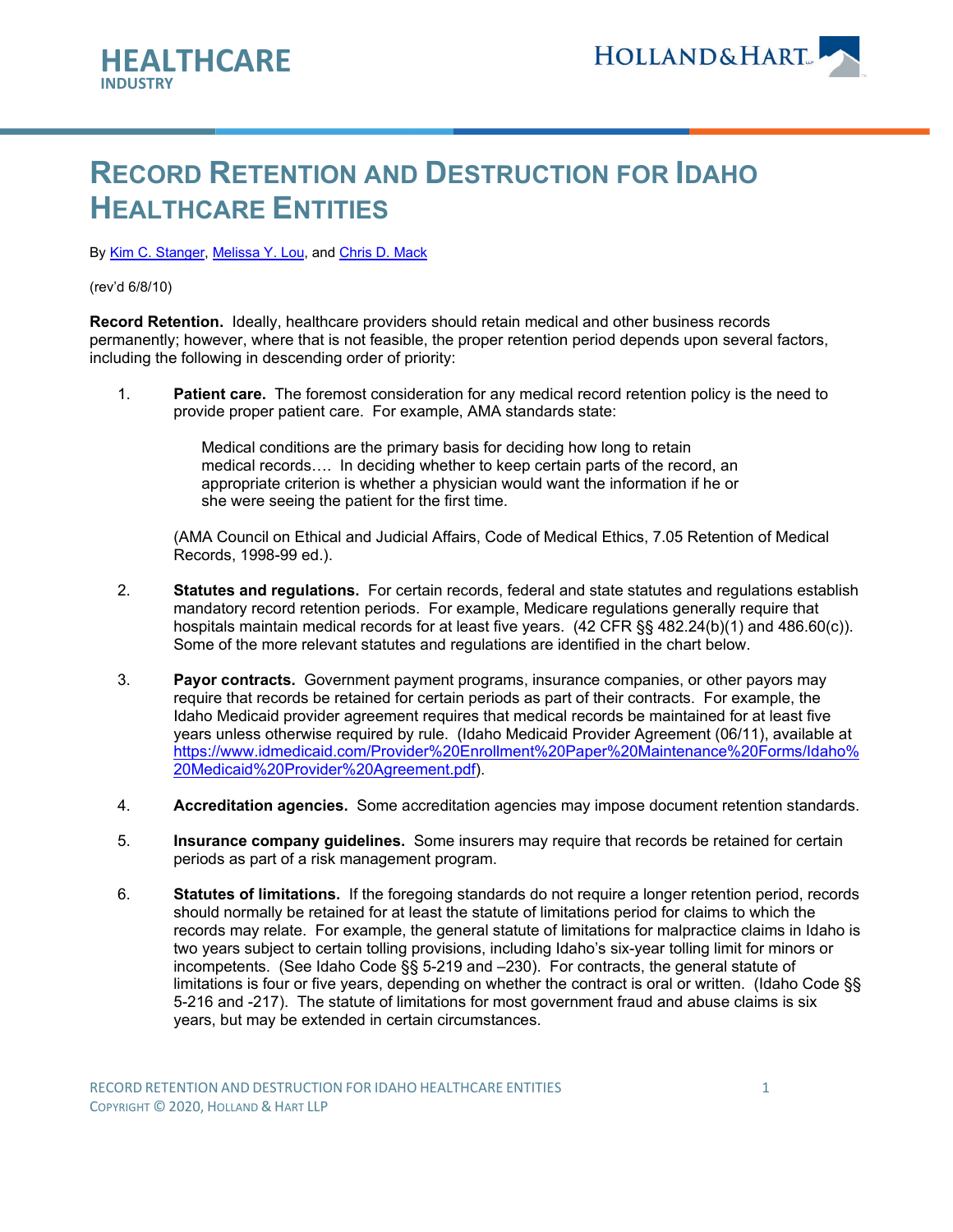# Record Retention and Destruction for Idaho Healthcare Entities

By [Kim C. Stanger](), [Melissa Y. Lou](), and [Chris D. Mack]()

(rev'd 6/8/10)

**Record Retention.** Ideally, healthcare providers should retain medical and other business records permanently; however, where that is not feasible, the proper retention period depends upon several factors, including the following in descending order of priority:

1. **Patient care.** The foremost consideration for any medical record retention policy is the need to provide proper patient care. For example, AMA standards state:

   > Medical conditions are the primary basis for deciding how long to retain medical records…. In deciding whether to keep certain parts of the record, an appropriate criterion is whether a physician would want the information if he or she were seeing the patient for the first time.

   (AMA Council on Ethical and Judicial Affairs, Code of Medical Ethics, 7.05 Retention of Medical Records, 1998-99 ed.).

2. **Statutes and regulations.** For certain records, federal and state statutes and regulations establish mandatory record retention periods. For example, Medicare regulations generally require that hospitals maintain medical records for at least five years. (42 CFR §§ 482.24(b)(1) and 486.60(c)). Some of the more relevant statutes and regulations are identified in the chart below.

3. **Payor contracts.** Government payment programs, insurance companies, or other payors may require that records be retained for certain periods as part of their contracts. For example, the Idaho Medicaid provider agreement requires that medical records be maintained for at least five years unless otherwise required by rule. (Idaho Medicaid Provider Agreement (06/11), available at [https://www.idmedicaid.com/Provider%20Enrollment%20Paper%20Maintenance%20Forms/Idaho%20Medicaid%20Provider%20Agreement.pdf](https://www.idmedicaid.com/Provider%20Enrollment%20Paper%20Maintenance%20Forms/Idaho%20Medicaid%20Provider%20Agreement.pdf)).

4. **Accreditation agencies.** Some accreditation agencies may impose document retention standards.

5. **Insurance company guidelines.** Some insurers may require that records be retained for certain periods as part of a risk management program.

6. **Statutes of limitations.** If the foregoing standards do not require a longer retention period, records should normally be retained for at least the statute of limitations period for claims to which the records may relate. For example, the general statute of limitations for malpractice claims in Idaho is two years subject to certain tolling provisions, including Idaho's six-year tolling limit for minors or incompetents. (See Idaho Code §§ 5-219 and –230). For contracts, the general statute of limitations is four or five years, depending on whether the contract is oral or written. (Idaho Code §§ 5-216 and -217). The statute of limitations for most government fraud and abuse claims is six years, but may be extended in certain circumstances.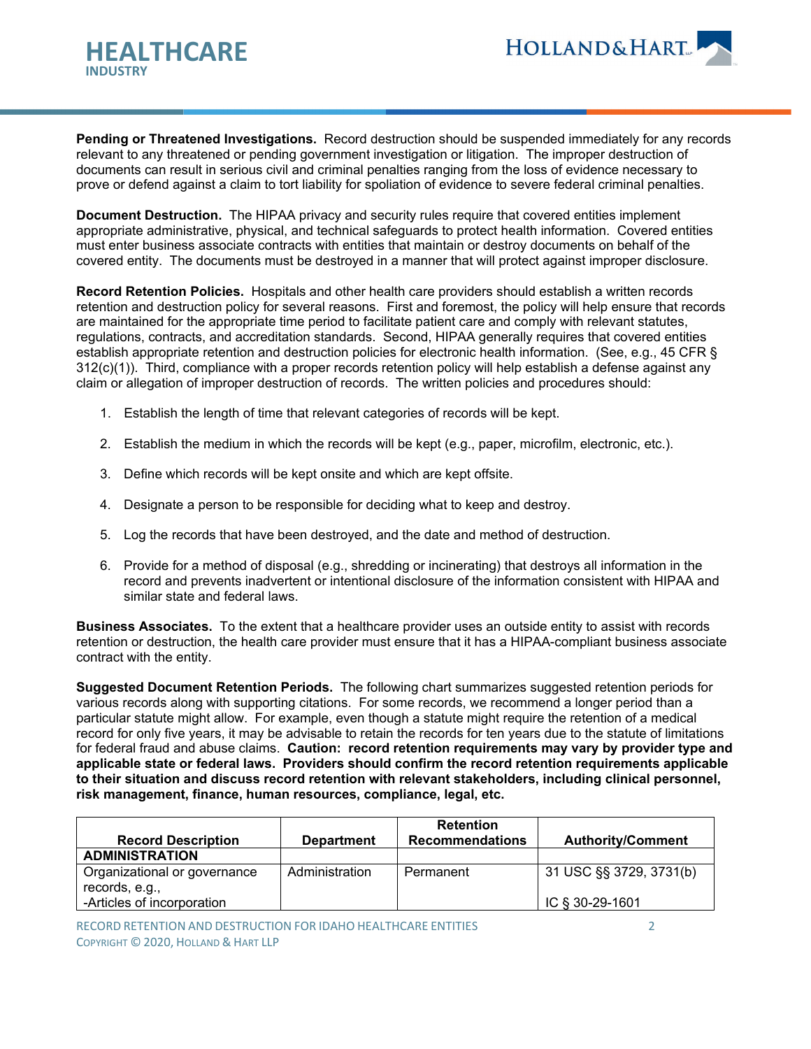**Pending or Threatened Investigations.** Record destruction should be suspended immediately for any records relevant to any threatened or pending government investigation or litigation. The improper destruction of documents can result in serious civil and criminal penalties ranging from the loss of evidence necessary to prove or defend against a claim to tort liability for spoliation of evidence to severe federal criminal penalties.

**Document Destruction.** The HIPAA privacy and security rules require that covered entities implement appropriate administrative, physical, and technical safeguards to protect health information. Covered entities must enter business associate contracts with entities that maintain or destroy documents on behalf of the covered entity. The documents must be destroyed in a manner that will protect against improper disclosure.

**Record Retention Policies.** Hospitals and other health care providers should establish a written records retention and destruction policy for several reasons. First and foremost, the policy will help ensure that records are maintained for the appropriate time period to facilitate patient care and comply with relevant statutes, regulations, contracts, and accreditation standards. Second, HIPAA generally requires that covered entities establish appropriate retention and destruction policies for electronic health information. (See, e.g., 45 CFR § 312(c)(1)). Third, compliance with a proper records retention policy will help establish a defense against any claim or allegation of improper destruction of records. The written policies and procedures should:

1. Establish the length of time that relevant categories of records will be kept.
2. Establish the medium in which the records will be kept (e.g., paper, microfilm, electronic, etc.).
3. Define which records will be kept onsite and which are kept offsite.
4. Designate a person to be responsible for deciding what to keep and destroy.
5. Log the records that have been destroyed, and the date and method of destruction.
6. Provide for a method of disposal (e.g., shredding or incinerating) that destroys all information in the record and prevents inadvertent or intentional disclosure of the information consistent with HIPAA and similar state and federal laws.

**Business Associates.** To the extent that a healthcare provider uses an outside entity to assist with records retention or destruction, the health care provider must ensure that it has a HIPAA-compliant business associate contract with the entity.

**Suggested Document Retention Periods.** The following chart summarizes suggested retention periods for various records along with supporting citations. For some records, we recommend a longer period than a particular statute might allow. For example, even though a statute might require the retention of a medical record for only five years, it may be advisable to retain the records for ten years due to the statute of limitations for federal fraud and abuse claims. **Caution: record retention requirements may vary by provider type and applicable state or federal laws. Providers should confirm the record retention requirements applicable to their situation and discuss record retention with relevant stakeholders, including clinical personnel, risk management, finance, human resources, compliance, legal, etc.**

| Record Description | Department | Retention Recommendations | Authority/Comment |
|---|---|---|---|
| **ADMINISTRATION** | | | |
| Organizational or governance records, e.g.,<br>-Articles of incorporation | Administration | Permanent | 31 USC §§ 3729, 3731(b)<br><br>IC § 30-29-1601 |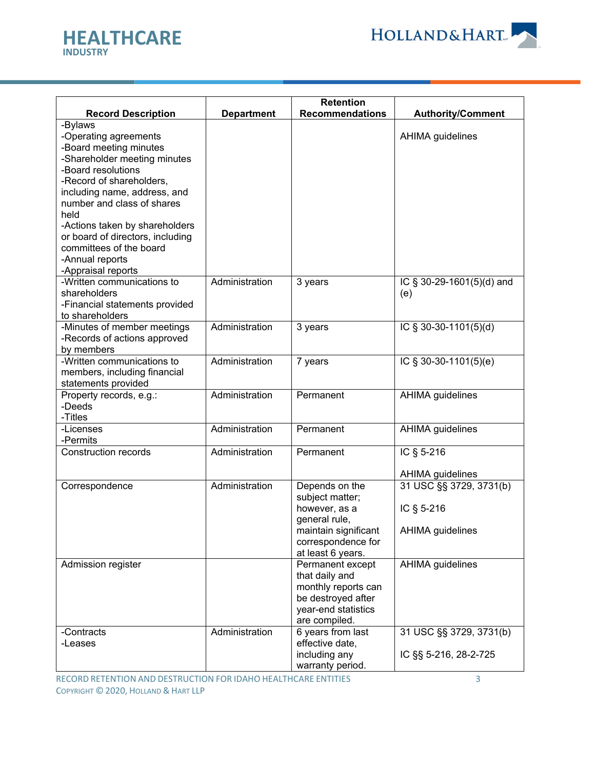| Record Description | Department | Retention Recommendations | Authority/Comment |
| --- | --- | --- | --- |
| -Bylaws<br>-Operating agreements<br>-Board meeting minutes<br>-Shareholder meeting minutes<br>-Board resolutions<br>-Record of shareholders, including name, address, and number and class of shares held<br>-Actions taken by shareholders or board of directors, including committees of the board<br>-Annual reports<br>-Appraisal reports | | | AHIMA guidelines |
| -Written communications to shareholders<br>-Financial statements provided to shareholders | Administration | 3 years | IC § 30-29-1601(5)(d) and (e) |
| -Minutes of member meetings<br>-Records of actions approved by members | Administration | 3 years | IC § 30-30-1101(5)(d) |
| -Written communications to members, including financial statements provided | Administration | 7 years | IC § 30-30-1101(5)(e) |
| Property records, e.g.:<br>-Deeds<br>-Titles | Administration | Permanent | AHIMA guidelines |
| -Licenses<br>-Permits | Administration | Permanent | AHIMA guidelines |
| Construction records | Administration | Permanent | IC § 5-216<br><br>AHIMA guidelines |
| Correspondence | Administration | Depends on the subject matter; however, as a general rule, maintain significant correspondence for at least 6 years. | 31 USC §§ 3729, 3731(b)<br><br>IC § 5-216<br><br>AHIMA guidelines |
| Admission register | | Permanent except that daily and monthly reports can be destroyed after year-end statistics are compiled. | AHIMA guidelines |
| -Contracts<br>-Leases | Administration | 6 years from last effective date, including any warranty period. | 31 USC §§ 3729, 3731(b)<br><br>IC §§ 5-216, 28-2-725 |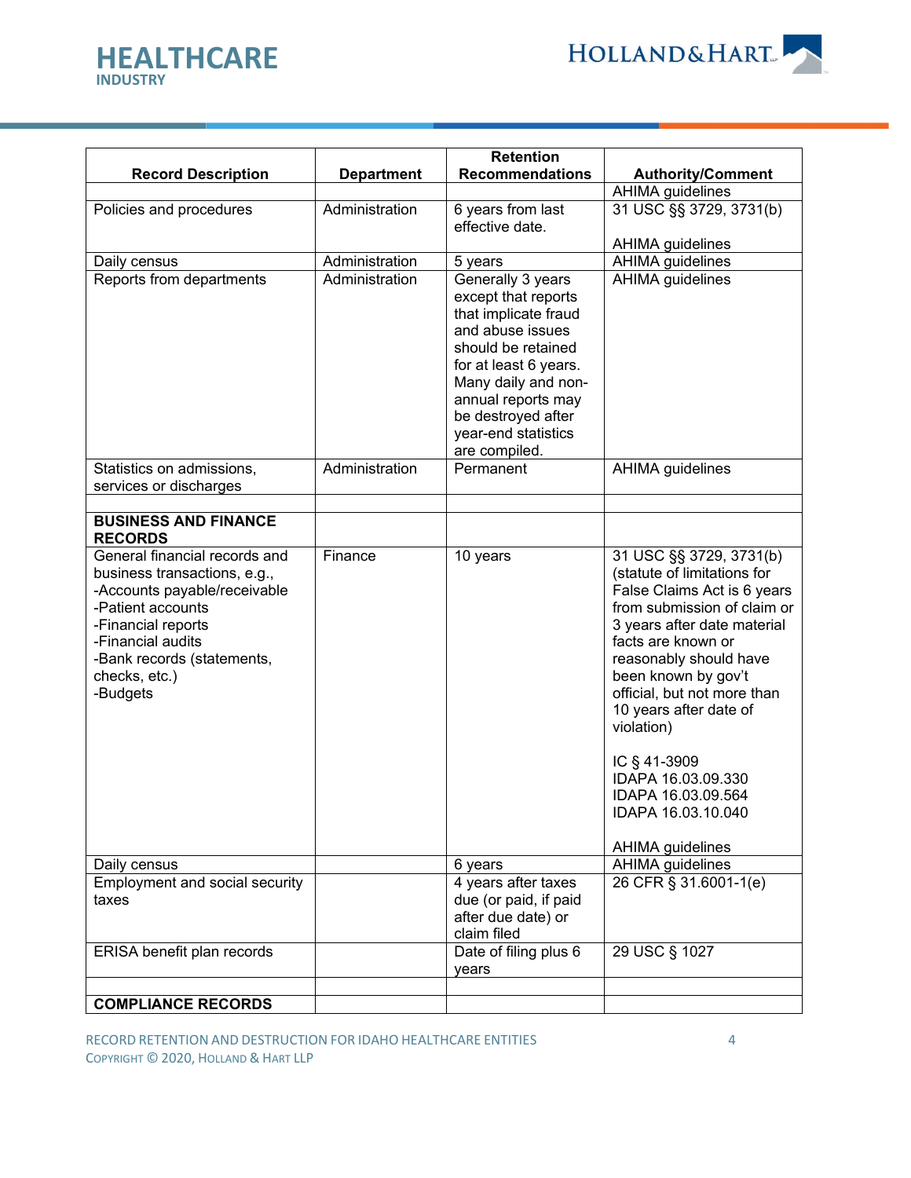| Record Description | Department | Retention Recommendations | Authority/Comment |
|---|---|---|---|
| | | | AHIMA guidelines |
| Policies and procedures | Administration | 6 years from last effective date. | 31 USC §§ 3729, 3731(b)<br><br>AHIMA guidelines |
| Daily census | Administration | 5 years | AHIMA guidelines |
| Reports from departments | Administration | Generally 3 years except that reports that implicate fraud and abuse issues should be retained for at least 6 years. Many daily and non-annual reports may be destroyed after year-end statistics are compiled. | AHIMA guidelines |
| Statistics on admissions, services or discharges | Administration | Permanent | AHIMA guidelines |
| | | | |
| **BUSINESS AND FINANCE RECORDS** | | | |
| General financial records and business transactions, e.g.,<br>-Accounts payable/receivable<br>-Patient accounts<br>-Financial reports<br>-Financial audits<br>-Bank records (statements, checks, etc.)<br>-Budgets | Finance | 10 years | 31 USC §§ 3729, 3731(b) (statute of limitations for False Claims Act is 6 years from submission of claim or 3 years after date material facts are known or reasonably should have been known by gov't official, but not more than 10 years after date of violation)<br><br>IC § 41-3909<br>IDAPA 16.03.09.330<br>IDAPA 16.03.09.564<br>IDAPA 16.03.10.040<br><br>AHIMA guidelines |
| Daily census | | 6 years | AHIMA guidelines |
| Employment and social security taxes | | 4 years after taxes due (or paid, if paid after due date) or claim filed | 26 CFR § 31.6001-1(e) |
| ERISA benefit plan records | | Date of filing plus 6 years | 29 USC § 1027 |
| | | | |
| **COMPLIANCE RECORDS** | | | |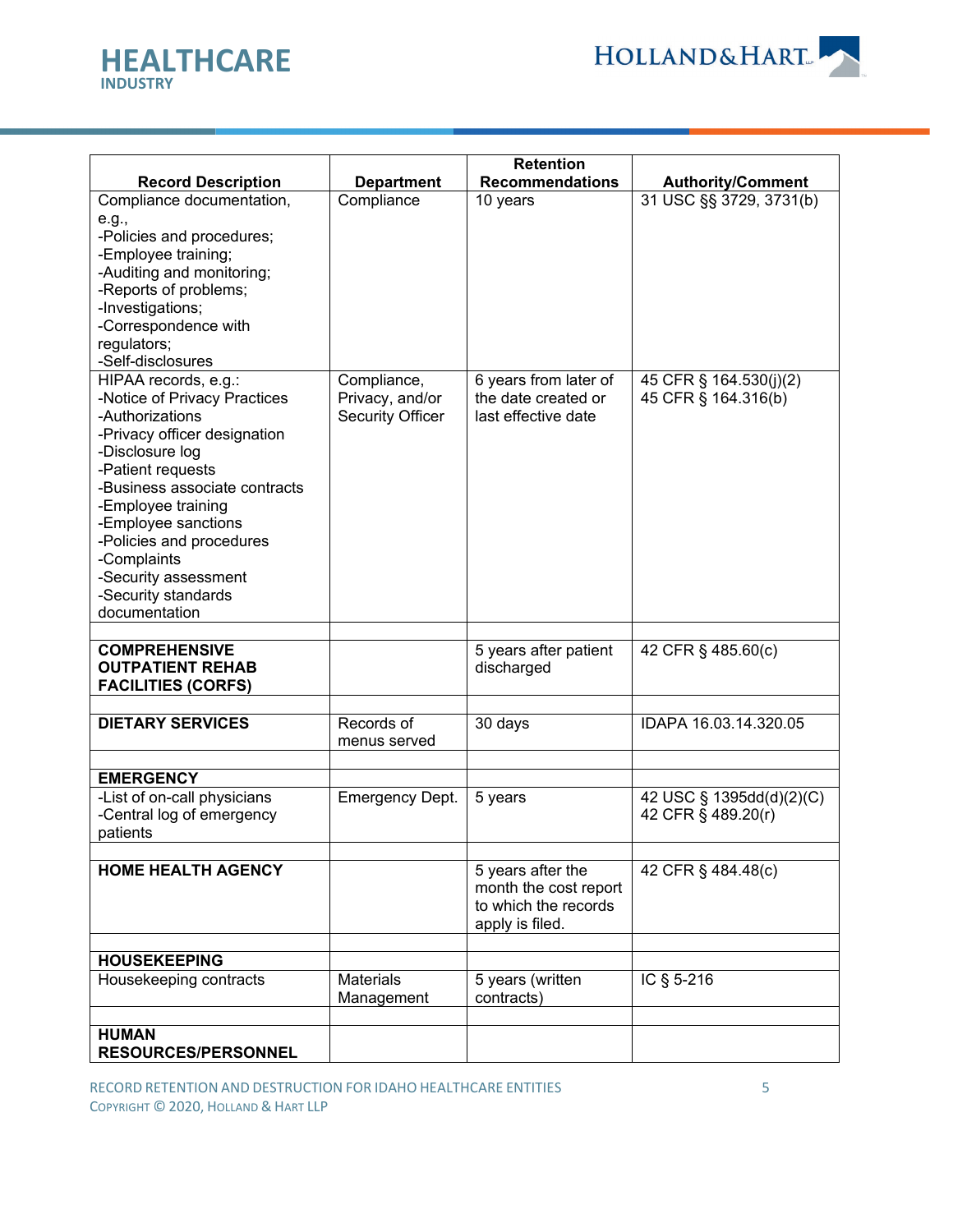| Record Description | Department | Retention Recommendations | Authority/Comment |
|---|---|---|---|
| Compliance documentation, e.g.,<br>-Policies and procedures;<br>-Employee training;<br>-Auditing and monitoring;<br>-Reports of problems;<br>-Investigations;<br>-Correspondence with regulators;<br>-Self-disclosures | Compliance | 10 years | 31 USC §§ 3729, 3731(b) |
| HIPAA records, e.g.:<br>-Notice of Privacy Practices<br>-Authorizations<br>-Privacy officer designation<br>-Disclosure log<br>-Patient requests<br>-Business associate contracts<br>-Employee training<br>-Employee sanctions<br>-Policies and procedures<br>-Complaints<br>-Security assessment<br>-Security standards documentation | Compliance, Privacy, and/or Security Officer | 6 years from later of the date created or last effective date | 45 CFR § 164.530(j)(2)<br>45 CFR § 164.316(b) |
| | | | |
| **COMPREHENSIVE OUTPATIENT REHAB FACILITIES (CORFS)** | | 5 years after patient discharged | 42 CFR § 485.60(c) |
| | | | |
| **DIETARY SERVICES** | Records of menus served | 30 days | IDAPA 16.03.14.320.05 |
| | | | |
| **EMERGENCY** | | | |
| -List of on-call physicians<br>-Central log of emergency patients | Emergency Dept. | 5 years | 42 USC § 1395dd(d)(2)(C)<br>42 CFR § 489.20(r) |
| | | | |
| **HOME HEALTH AGENCY** | | 5 years after the month the cost report to which the records apply is filed. | 42 CFR § 484.48(c) |
| | | | |
| **HOUSEKEEPING** | | | |
| Housekeeping contracts | Materials Management | 5 years (written contracts) | IC § 5-216 |
| | | | |
| **HUMAN RESOURCES/PERSONNEL** | | | |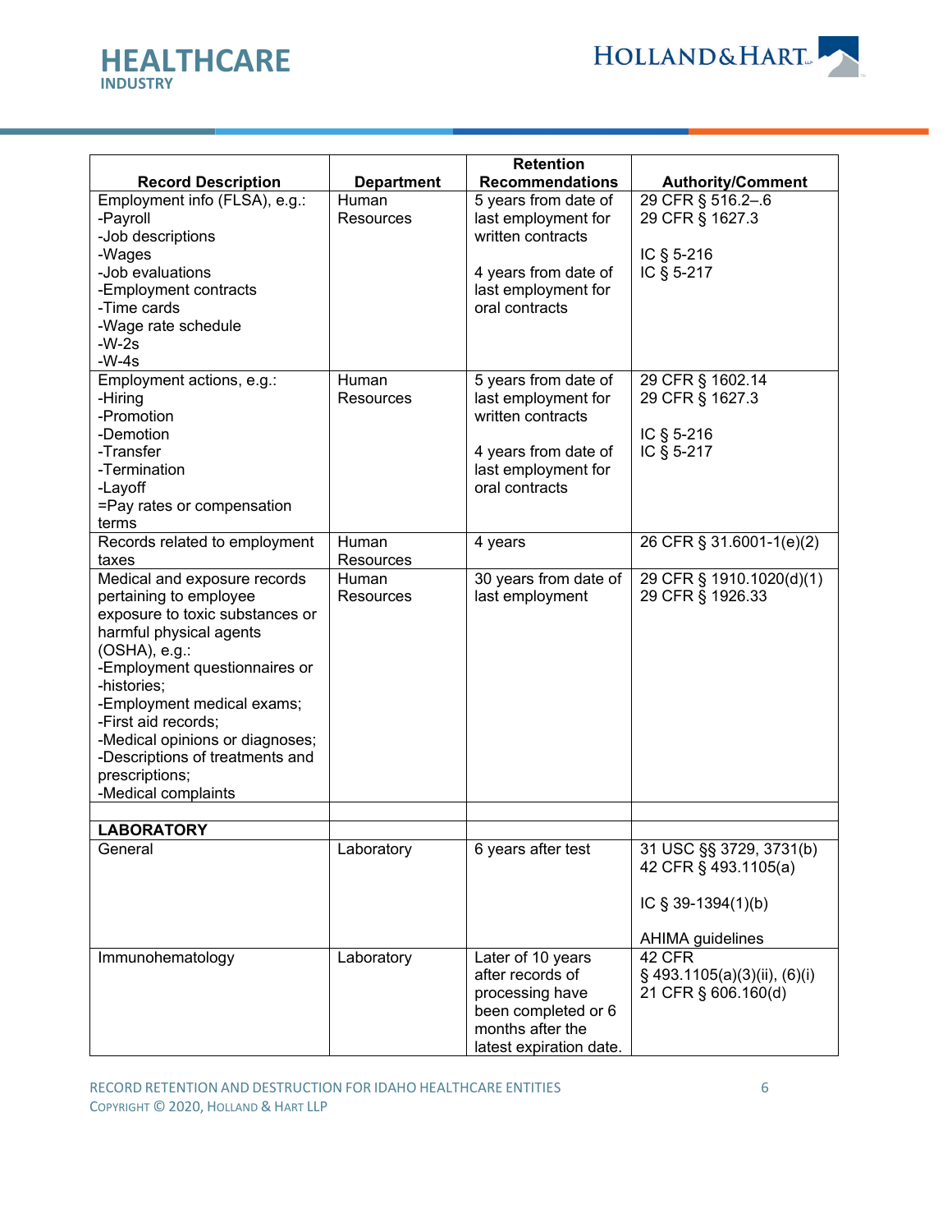| Record Description | Department | Retention Recommendations | Authority/Comment |
|---|---|---|---|
| Employment info (FLSA), e.g.:<br>-Payroll<br>-Job descriptions<br>-Wages<br>-Job evaluations<br>-Employment contracts<br>-Time cards<br>-Wage rate schedule<br>-W-2s<br>-W-4s | Human Resources | 5 years from date of last employment for written contracts<br><br>4 years from date of last employment for oral contracts | 29 CFR § 516.2–.6<br>29 CFR § 1627.3<br><br>IC § 5-216<br>IC § 5-217 |
| Employment actions, e.g.:<br>-Hiring<br>-Promotion<br>-Demotion<br>-Transfer<br>-Termination<br>-Layoff<br>=Pay rates or compensation terms | Human Resources | 5 years from date of last employment for written contracts<br><br>4 years from date of last employment for oral contracts | 29 CFR § 1602.14<br>29 CFR § 1627.3<br><br>IC § 5-216<br>IC § 5-217 |
| Records related to employment taxes | Human Resources | 4 years | 26 CFR § 31.6001-1(e)(2) |
| Medical and exposure records pertaining to employee exposure to toxic substances or harmful physical agents (OSHA), e.g.:<br>-Employment questionnaires or -histories;<br>-Employment medical exams;<br>-First aid records;<br>-Medical opinions or diagnoses;<br>-Descriptions of treatments and prescriptions;<br>-Medical complaints | Human Resources | 30 years from date of last employment | 29 CFR § 1910.1020(d)(1)<br>29 CFR § 1926.33 |
| | | | |
| **LABORATORY** | | | |
| General | Laboratory | 6 years after test | 31 USC §§ 3729, 3731(b)<br>42 CFR § 493.1105(a)<br><br>IC § 39-1394(1)(b)<br><br>AHIMA guidelines |
| Immunohematology | Laboratory | Later of 10 years after records of processing have been completed or 6 months after the latest expiration date. | 42 CFR § 493.1105(a)(3)(ii), (6)(i)<br>21 CFR § 606.160(d) |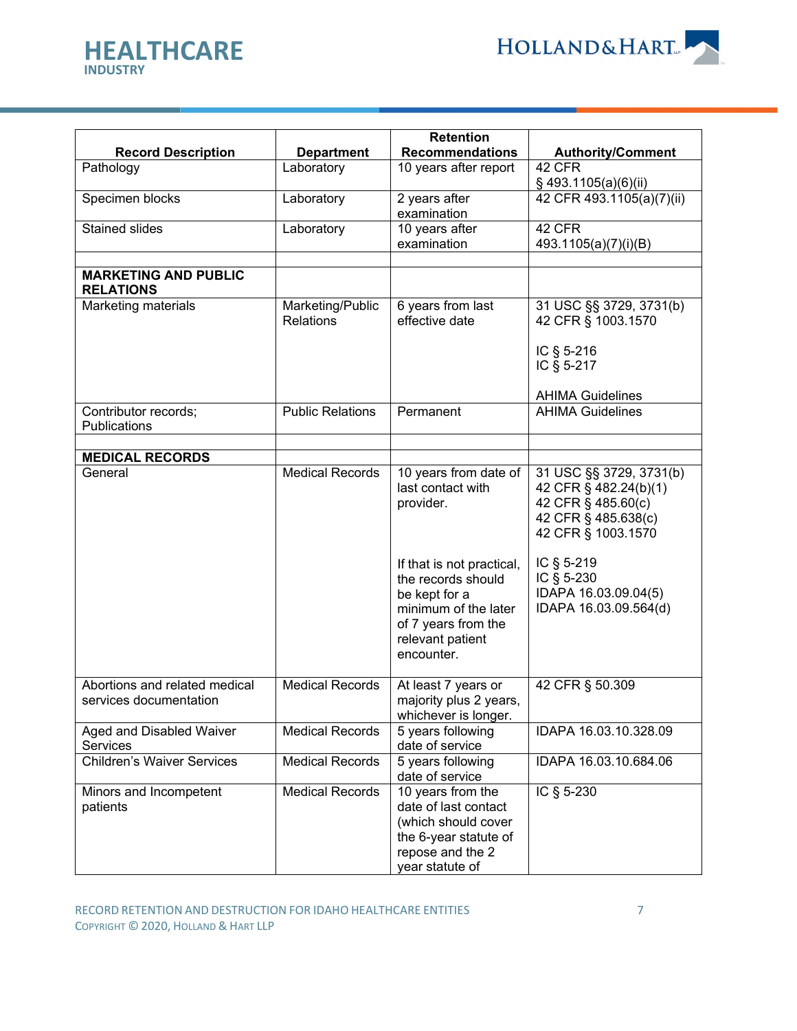| Record Description | Department | Retention Recommendations | Authority/Comment |
|---|---|---|---|
| Pathology | Laboratory | 10 years after report | 42 CFR § 493.1105(a)(6)(ii) |
| Specimen blocks | Laboratory | 2 years after examination | 42 CFR 493.1105(a)(7)(ii) |
| Stained slides | Laboratory | 10 years after examination | 42 CFR 493.1105(a)(7)(i)(B) |
| | | | |
| **MARKETING AND PUBLIC RELATIONS** | | | |
| Marketing materials | Marketing/Public Relations | 6 years from last effective date | 31 USC §§ 3729, 3731(b)<br>42 CFR § 1003.1570<br><br>IC § 5-216<br>IC § 5-217<br><br>AHIMA Guidelines |
| Contributor records; Publications | Public Relations | Permanent | AHIMA Guidelines |
| | | | |
| **MEDICAL RECORDS** | | | |
| General | Medical Records | 10 years from date of last contact with provider.<br><br>If that is not practical, the records should be kept for a minimum of the later of 7 years from the relevant patient encounter. | 31 USC §§ 3729, 3731(b)<br>42 CFR § 482.24(b)(1)<br>42 CFR § 485.60(c)<br>42 CFR § 485.638(c)<br>42 CFR § 1003.1570<br><br>IC § 5-219<br>IC § 5-230<br>IDAPA 16.03.09.04(5)<br>IDAPA 16.03.09.564(d) |
| Abortions and related medical services documentation | Medical Records | At least 7 years or majority plus 2 years, whichever is longer. | 42 CFR § 50.309 |
| Aged and Disabled Waiver Services | Medical Records | 5 years following date of service | IDAPA 16.03.10.328.09 |
| Children's Waiver Services | Medical Records | 5 years following date of service | IDAPA 16.03.10.684.06 |
| Minors and Incompetent patients | Medical Records | 10 years from the date of last contact (which should cover the 6-year statute of repose and the 2 year statute of | IC § 5-230 |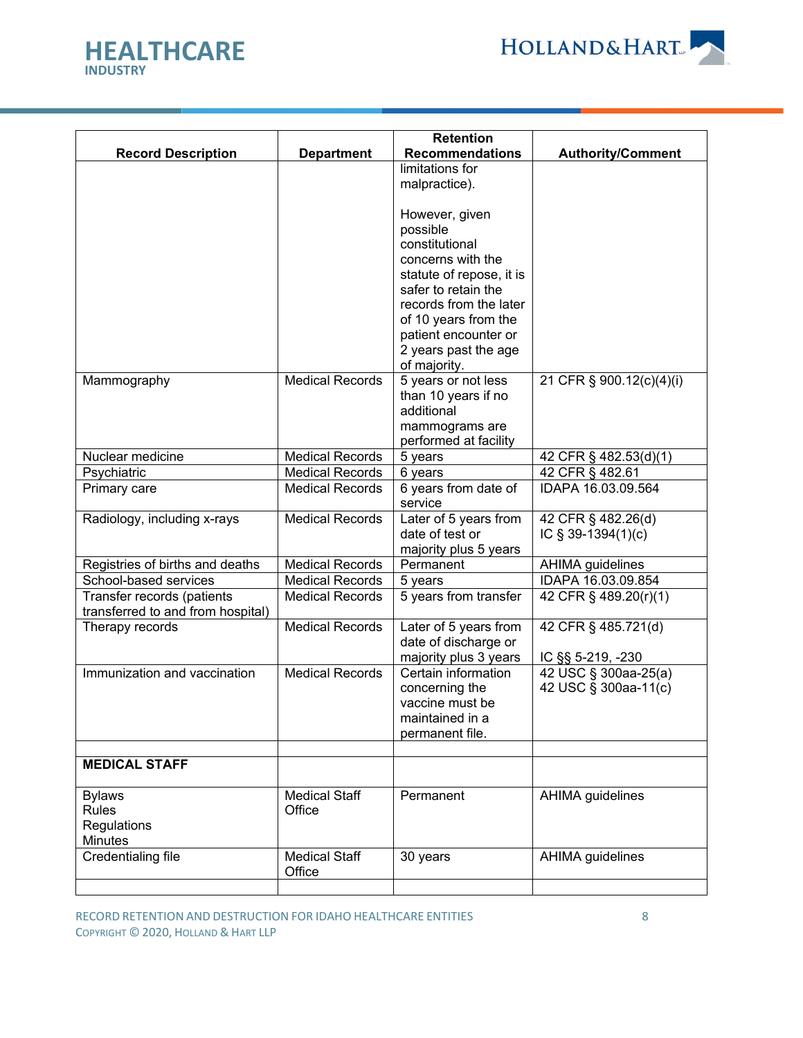| Record Description | Department | Retention Recommendations | Authority/Comment |
|---|---|---|---|
| | | limitations for malpractice).<br><br>However, given possible constitutional concerns with the statute of repose, it is safer to retain the records from the later of 10 years from the patient encounter or 2 years past the age of majority. | |
| Mammography | Medical Records | 5 years or not less than 10 years if no additional mammograms are performed at facility | 21 CFR § 900.12(c)(4)(i) |
| Nuclear medicine | Medical Records | 5 years | 42 CFR § 482.53(d)(1) |
| Psychiatric | Medical Records | 6 years | 42 CFR § 482.61 |
| Primary care | Medical Records | 6 years from date of service | IDAPA 16.03.09.564 |
| Radiology, including x-rays | Medical Records | Later of 5 years from date of test or majority plus 5 years | 42 CFR § 482.26(d)<br>IC § 39-1394(1)(c) |
| Registries of births and deaths | Medical Records | Permanent | AHIMA guidelines |
| School-based services | Medical Records | 5 years | IDAPA 16.03.09.854 |
| Transfer records (patients transferred to and from hospital) | Medical Records | 5 years from transfer | 42 CFR § 489.20(r)(1) |
| Therapy records | Medical Records | Later of 5 years from date of discharge or majority plus 3 years | 42 CFR § 485.721(d)<br><br>IC §§ 5-219, -230 |
| Immunization and vaccination | Medical Records | Certain information concerning the vaccine must be maintained in a permanent file. | 42 USC § 300aa-25(a)<br>42 USC § 300aa-11(c) |
| | | | |
| **MEDICAL STAFF** | | | |
| Bylaws<br>Rules<br>Regulations<br>Minutes | Medical Staff Office | Permanent | AHIMA guidelines |
| Credentialing file | Medical Staff Office | 30 years | AHIMA guidelines |
| | | | |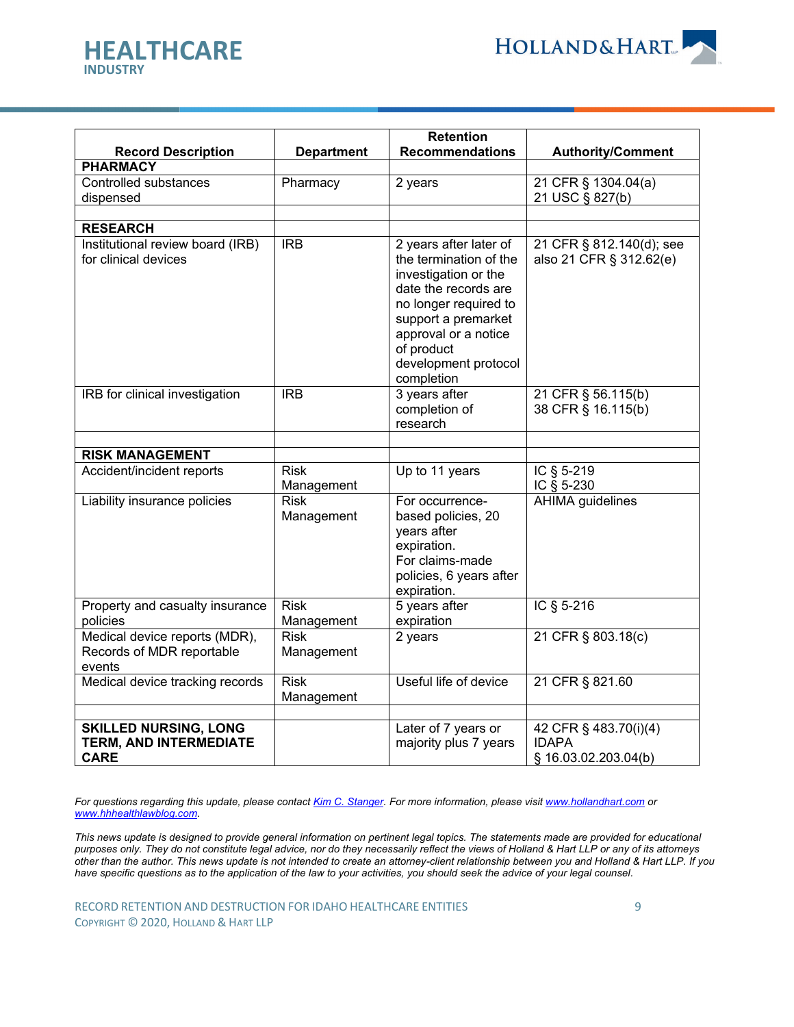| Record Description | Department | Retention Recommendations | Authority/Comment |
|---|---|---|---|
| **PHARMACY** | | | |
| Controlled substances dispensed | Pharmacy | 2 years | 21 CFR § 1304.04(a)<br>21 USC § 827(b) |
| | | | |
| **RESEARCH** | | | |
| Institutional review board (IRB) for clinical devices | IRB | 2 years after later of the termination of the investigation or the date the records are no longer required to support a premarket approval or a notice of product development protocol completion | 21 CFR § 812.140(d); see also 21 CFR § 312.62(e) |
| IRB for clinical investigation | IRB | 3 years after completion of research | 21 CFR § 56.115(b)<br>38 CFR § 16.115(b) |
| | | | |
| **RISK MANAGEMENT** | | | |
| Accident/incident reports | Risk Management | Up to 11 years | IC § 5-219<br>IC § 5-230 |
| Liability insurance policies | Risk Management | For occurrence-based policies, 20 years after expiration.<br>For claims-made policies, 6 years after expiration. | AHIMA guidelines |
| Property and casualty insurance policies | Risk Management | 5 years after expiration | IC § 5-216 |
| Medical device reports (MDR), Records of MDR reportable events | Risk Management | 2 years | 21 CFR § 803.18(c) |
| Medical device tracking records | Risk Management | Useful life of device | 21 CFR § 821.60 |
| | | | |
| **SKILLED NURSING, LONG TERM, AND INTERMEDIATE CARE** | | Later of 7 years or majority plus 7 years | 42 CFR § 483.70(i)(4)<br>IDAPA<br>§ 16.03.02.203.04(b) |

*For questions regarding this update, please contact [Kim C. Stanger](). For more information, please visit [www.hollandhart.com]() or [www.hhhealthlawblog.com]().*

*This news update is designed to provide general information on pertinent legal topics. The statements made are provided for educational purposes only. They do not constitute legal advice, nor do they necessarily reflect the views of Holland & Hart LLP or any of its attorneys other than the author. This news update is not intended to create an attorney-client relationship between you and Holland & Hart LLP. If you have specific questions as to the application of the law to your activities, you should seek the advice of your legal counsel.*